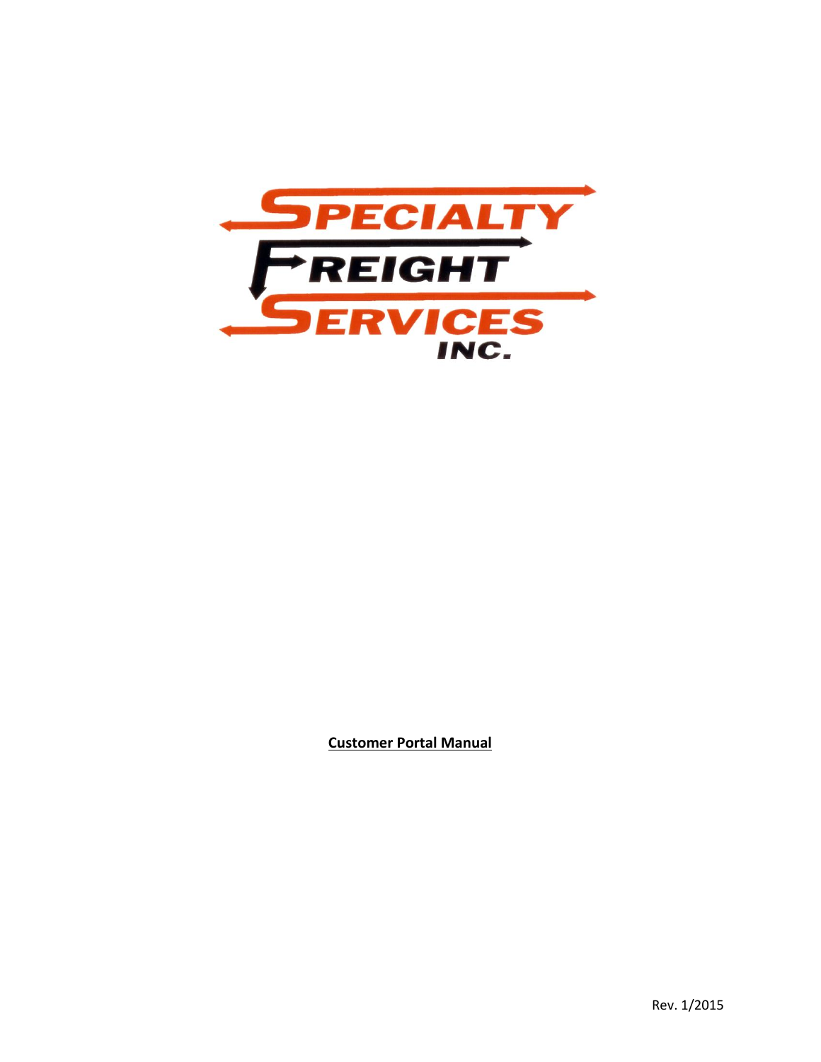SPECIALTY FREIGHT SERVICES INC.

**Customer Portal Manual**

Rev. 1/2015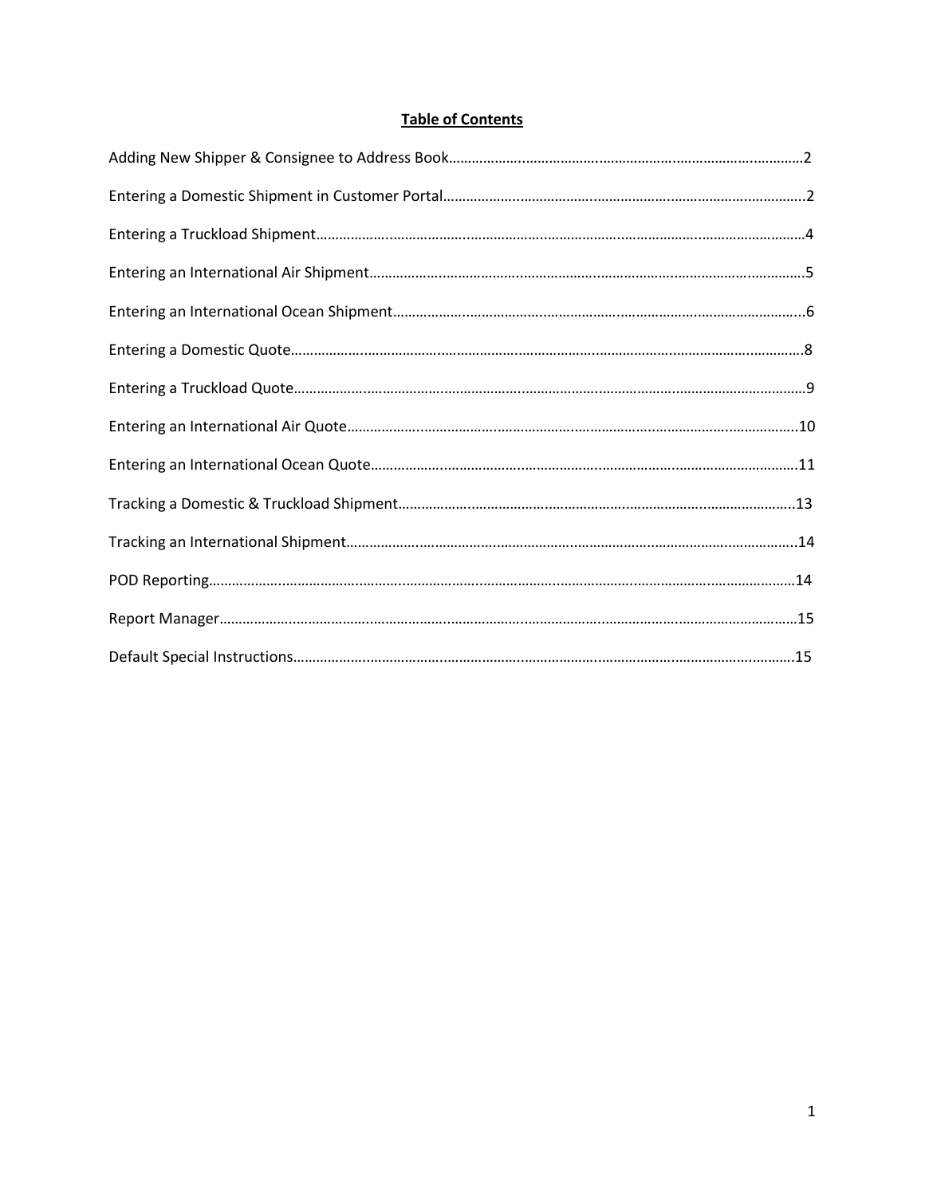# Table of Contents

Adding New Shipper & Consignee to Address Book……………………………………………………………………………2

Entering a Domestic Shipment in Customer Portal……………………………………………………………………………2

Entering a Truckload Shipment……………………………………………………………………………………………………4

Entering an International Air Shipment………………………………………………………………………………………5

Entering an International Ocean Shipment……………………………………………………………………………………6

Entering a Domestic Quote………………………………………………………………………………………………………8

Entering a Truckload Quote………………………………………………………………………………………………………9

Entering an International Air Quote……………………………………………………………………………………………10

Entering an International Ocean Quote…………………………………………………………………………………………11

Tracking a Domestic & Truckload Shipment……………………………………………………………………………………13

Tracking an International Shipment……………………………………………………………………………………………14

POD Reporting……………………………………………………………………………………………………………………14

Report Manager……………………………………………………………………………………………………………………15

Default Special Instructions………………………………………………………………………………………………………15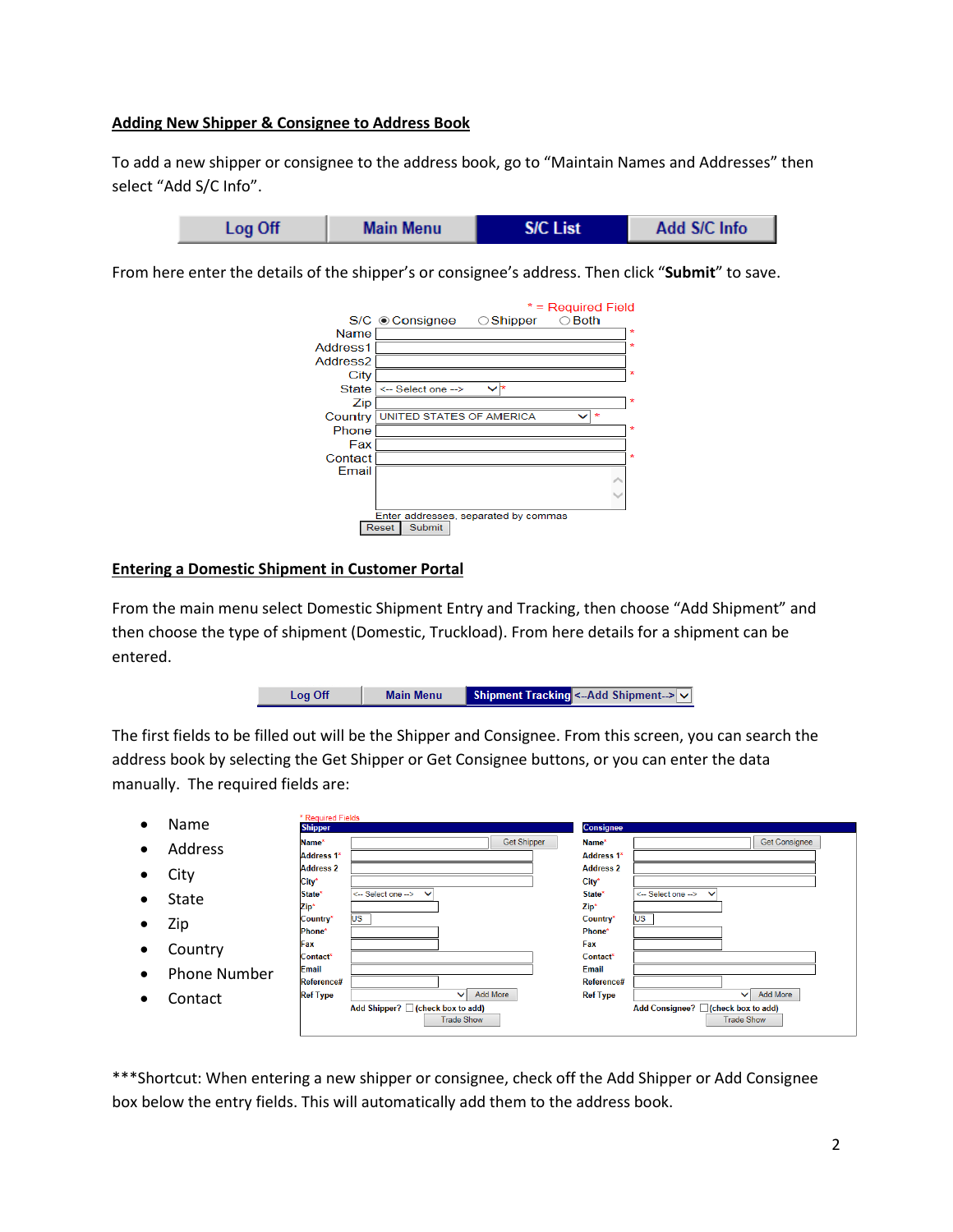## Adding New Shipper & Consignee to Address Book

To add a new shipper or consignee to the address book, go to "Maintain Names and Addresses" then select "Add S/C Info".

Log Off | Main Menu | S/C List | Add S/C Info

From here enter the details of the shipper's or consignee's address. Then click "**Submit**" to save.

\* = Required Field

S/C ◉ Consignee ○ Shipper ○ Both

Name \*
Address1 \*
Address2
City \*
State <-- Select one --> \*
Zip \*
Country UNITED STATES OF AMERICA \*
Phone \*
Fax
Contact \*
Email

Enter addresses, separated by commas

Reset Submit

## Entering a Domestic Shipment in Customer Portal

From the main menu select Domestic Shipment Entry and Tracking, then choose "Add Shipment" and then choose the type of shipment (Domestic, Truckload). From here details for a shipment can be entered.

Log Off | Main Menu | Shipment Tracking | <--Add Shipment-->

The first fields to be filled out will be the Shipper and Consignee. From this screen, you can search the address book by selecting the Get Shipper or Get Consignee buttons, or you can enter the data manually. The required fields are:

- Name
- Address
- City
- State
- Zip
- Country
- Phone Number
- Contact

\* Required Fields

| Shipper | | Consignee | |
|---|---|---|---|
| Name\* | Get Shipper | Name\* | Get Consignee |
| Address 1\* | | Address 1\* | |
| Address 2 | | Address 2 | |
| City\* | | City\* | |
| State\* | <-- Select one --> | State\* | <-- Select one --> |
| Zip\* | | Zip\* | |
| Country\* | US | Country\* | US |
| Phone\* | | Phone\* | |
| Fax | | Fax | |
| Contact\* | | Contact\* | |
| Email | | Email | |
| Reference# | | Reference# | |
| Ref Type | Add More | Ref Type | Add More |
| | Add Shipper? (check box to add) | | Add Consignee? (check box to add) |
| | Trade Show | | Trade Show |

\*\*\*Shortcut: When entering a new shipper or consignee, check off the Add Shipper or Add Consignee box below the entry fields. This will automatically add them to the address book.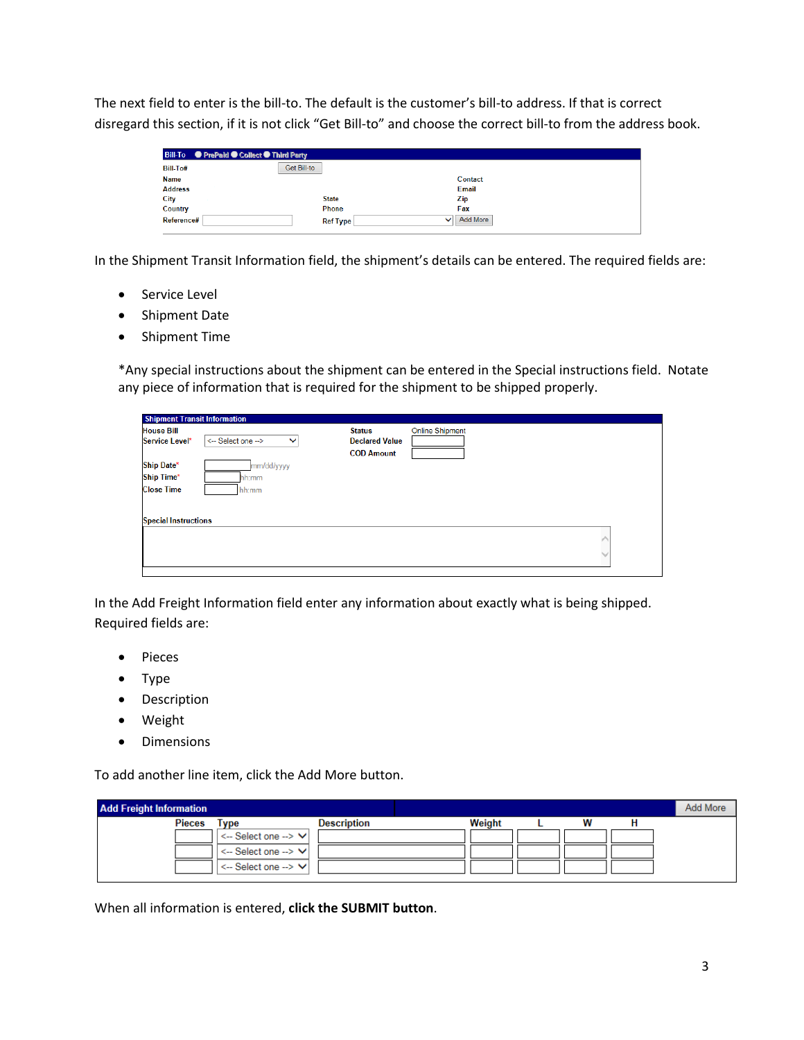The next field to enter is the bill-to. The default is the customer's bill-to address. If that is correct disregard this section, if it is not click "Get Bill-to" and choose the correct bill-to from the address book.

| Bill-To ○ PrePaid ○ Collect ○ Third Party | | | | | |
|---|---|---|---|---|---|
| Bill-To# | | Get Bill-to | | | |
| Name | | | | Contact | |
| Address | | | | Email | |
| City | | State | | Zip | |
| Country | | Phone | | Fax | |
| Reference# | | Ref Type | | Add More | |

In the Shipment Transit Information field, the shipment's details can be entered. The required fields are:

- Service Level
- Shipment Date
- Shipment Time

*Any special instructions about the shipment can be entered in the Special instructions field. Notate any piece of information that is required for the shipment to be shipped properly.

| Shipment Transit Information | | | |
|---|---|---|---|
| House Bill | | Status | Online Shipment |
| Service Level* | <-- Select one --> | Declared Value | |
| | | COD Amount | |
| Ship Date* | mm/dd/yyyy | | |
| Ship Time* | hh:mm | | |
| Close Time | hh:mm | | |
| Special Instructions | | | |

In the Add Freight Information field enter any information about exactly what is being shipped. Required fields are:

- Pieces
- Type
- Description
- Weight
- Dimensions

To add another line item, click the Add More button.

| Pieces | Type | Description | Weight | L | W | H |
|---|---|---|---|---|---|---|
| | <-- Select one --> | | | | | |
| | <-- Select one --> | | | | | |
| | <-- Select one --> | | | | | |

When all information is entered, **click the SUBMIT button**.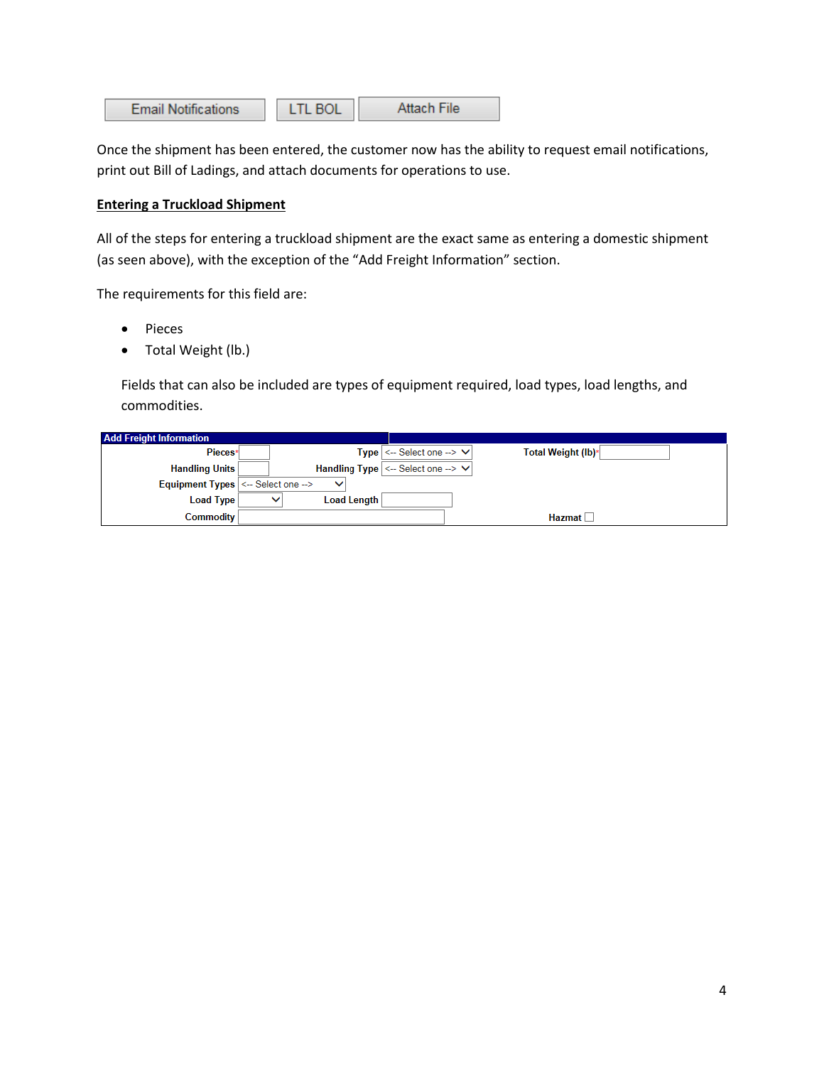Email Notifications | LTL BOL | Attach File

Once the shipment has been entered, the customer now has the ability to request email notifications, print out Bill of Ladings, and attach documents for operations to use.

**Entering a Truckload Shipment**

All of the steps for entering a truckload shipment are the exact same as entering a domestic shipment (as seen above), with the exception of the "Add Freight Information" section.

The requirements for this field are:

- Pieces
- Total Weight (lb.)

Fields that can also be included are types of equipment required, load types, load lengths, and commodities.

| Add Freight Information | | | | | |
|---|---|---|---|---|---|
| Pieces* | | Type | <-- Select one --> | Total Weight (lb)* | |
| Handling Units | | Handling Type | <-- Select one --> | | |
| Equipment Types | <-- Select one --> | | | | |
| Load Type | | Load Length | | | |
| Commodity | | | | Hazmat | ☐ |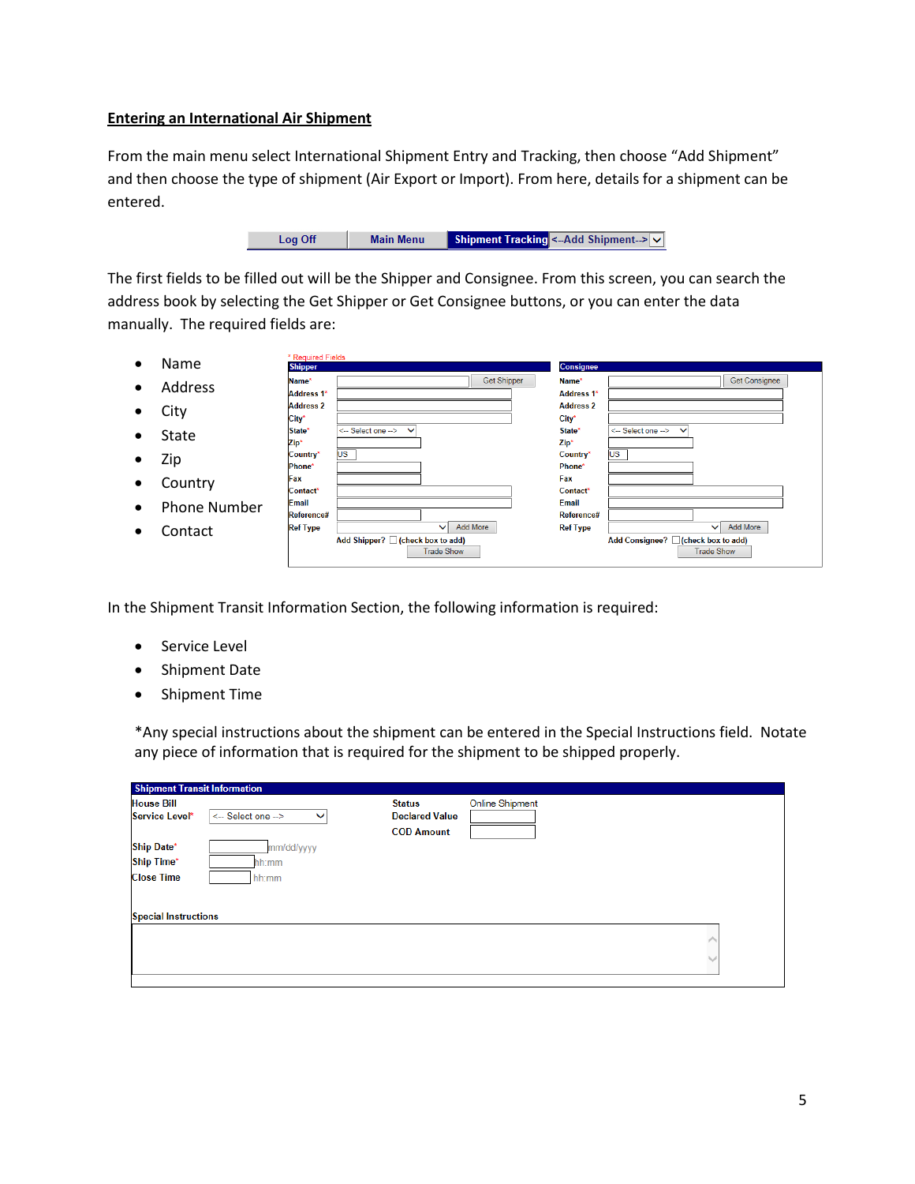## Entering an International Air Shipment

From the main menu select International Shipment Entry and Tracking, then choose "Add Shipment" and then choose the type of shipment (Air Export or Import). From here, details for a shipment can be entered.

The first fields to be filled out will be the Shipper and Consignee. From this screen, you can search the address book by selecting the Get Shipper or Get Consignee buttons, or you can enter the data manually. The required fields are:

- Name
- Address
- City
- State
- Zip
- Country
- Phone Number
- Contact

In the Shipment Transit Information Section, the following information is required:

- Service Level
- Shipment Date
- Shipment Time

*Any special instructions about the shipment can be entered in the Special Instructions field. Notate any piece of information that is required for the shipment to be shipped properly.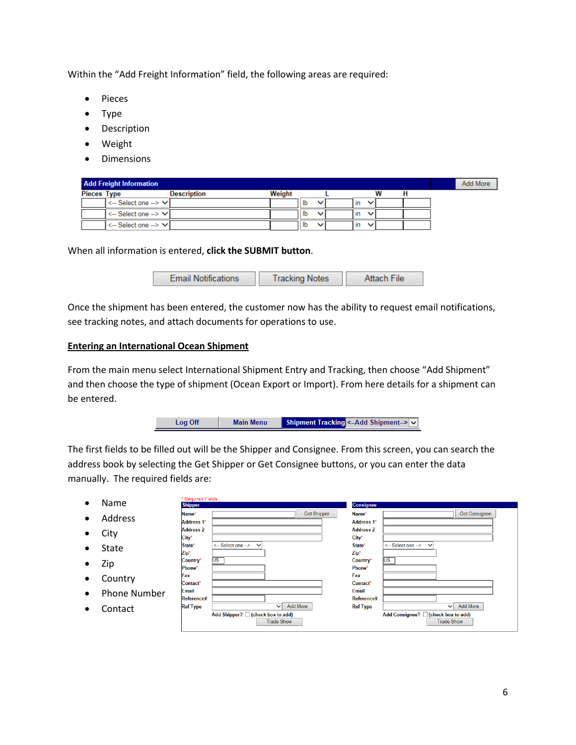Within the "Add Freight Information" field, the following areas are required:

- Pieces
- Type
- Description
- Weight
- Dimensions

| Pieces | Type | Description | Weight | | L | | W | H |
|---|---|---|---|---|---|---|---|---|
| | <-- Select one --> | | | lb | | in | | |
| | <-- Select one --> | | | lb | | in | | |
| | <-- Select one --> | | | lb | | in | | |

When all information is entered, **click the SUBMIT button**.

Email Notifications | Tracking Notes | Attach File

Once the shipment has been entered, the customer now has the ability to request email notifications, see tracking notes, and attach documents for operations to use.

## Entering an International Ocean Shipment

From the main menu select International Shipment Entry and Tracking, then choose "Add Shipment" and then choose the type of shipment (Ocean Export or Import). From here details for a shipment can be entered.

Log Off | Main Menu | Shipment Tracking | <--Add Shipment-->

The first fields to be filled out will be the Shipper and Consignee. From this screen, you can search the address book by selecting the Get Shipper or Get Consignee buttons, or you can enter the data manually. The required fields are:

- Name
- Address
- City
- State
- Zip
- Country
- Phone Number
- Contact

* Required Fields

| Shipper | | Consignee | |
|---|---|---|---|
| Name* | Get Shipper | Name* | Get Consignee |
| Address 1* | | Address 1* | |
| Address 2 | | Address 2 | |
| City* | | City* | |
| State* | <-- Select one --> | State* | <-- Select one --> |
| Zip* | | Zip* | |
| Country* | US | Country* | US |
| Phone* | | Phone* | |
| Fax | | Fax | |
| Contact* | | Contact* | |
| Email | | Email | |
| Reference# | | Reference# | |
| Ref Type | Add More | Ref Type | Add More |
| Add Shipper? (check box to add) | Trade Show | Add Consignee? (check box to add) | Trade Show |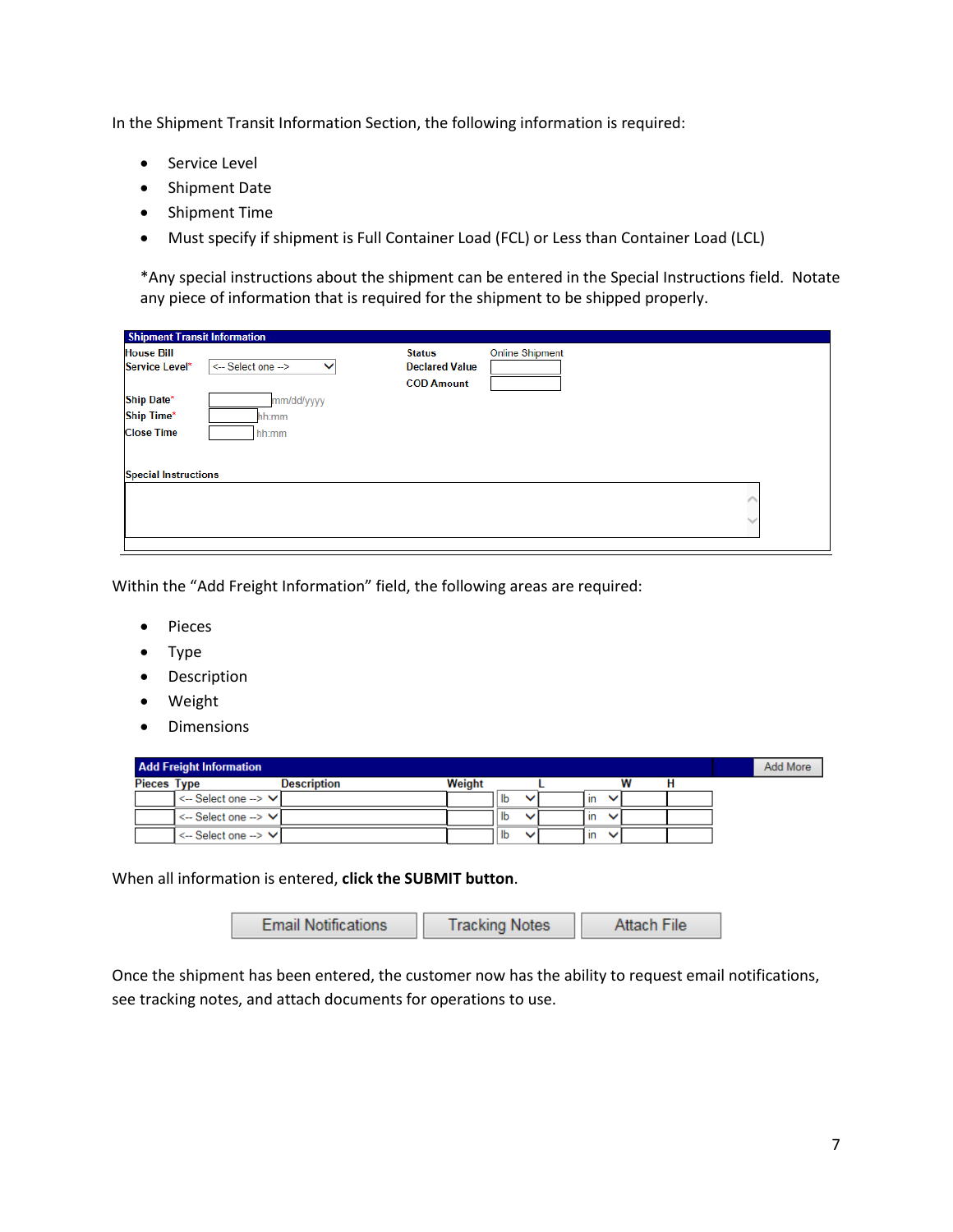In the Shipment Transit Information Section, the following information is required:

- Service Level
- Shipment Date
- Shipment Time
- Must specify if shipment is Full Container Load (FCL) or Less than Container Load (LCL)

*Any special instructions about the shipment can be entered in the Special Instructions field. Notate any piece of information that is required for the shipment to be shipped properly.

**Shipment Transit Information**

| | | | |
|---|---|---|---|
| House Bill | | Status | Online Shipment |
| Service Level* | <-- Select one --> | Declared Value | |
| | | COD Amount | |
| Ship Date* | mm/dd/yyyy | | |
| Ship Time* | hh:mm | | |
| Close Time | hh:mm | | |
| Special Instructions | | | |

Within the "Add Freight Information" field, the following areas are required:

- Pieces
- Type
- Description
- Weight
- Dimensions

**Add Freight Information** — Add More

| Pieces | Type | Description | Weight | | L | | W | H |
|---|---|---|---|---|---|---|---|---|
| | <-- Select one --> | | | lb | | in | | |
| | <-- Select one --> | | | lb | | in | | |
| | <-- Select one --> | | | lb | | in | | |

When all information is entered, **click the SUBMIT button**.

Email Notifications | Tracking Notes | Attach File

Once the shipment has been entered, the customer now has the ability to request email notifications, see tracking notes, and attach documents for operations to use.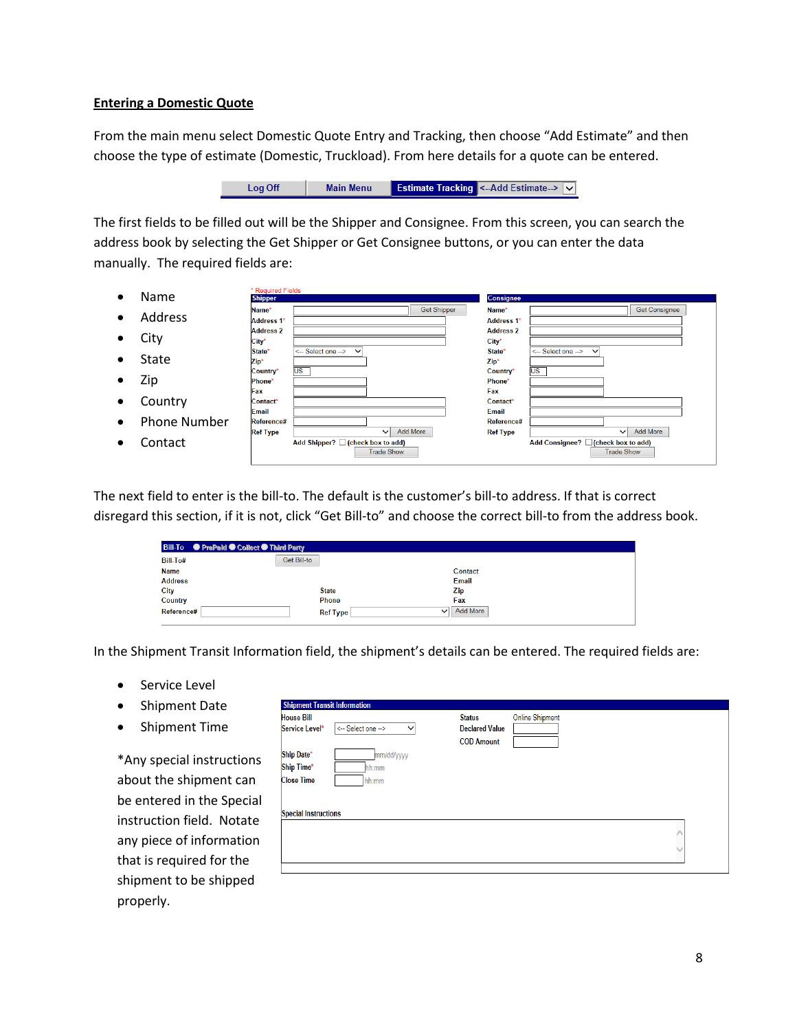## Entering a Domestic Quote

From the main menu select Domestic Quote Entry and Tracking, then choose "Add Estimate" and then choose the type of estimate (Domestic, Truckload). From here details for a quote can be entered.

Log Off | Main Menu | Estimate Tracking | <--Add Estimate-->

The first fields to be filled out will be the Shipper and Consignee. From this screen, you can search the address book by selecting the Get Shipper or Get Consignee buttons, or you can enter the data manually. The required fields are:

- Name
- Address
- City
- State
- Zip
- Country
- Phone Number
- Contact

The next field to enter is the bill-to. The default is the customer's bill-to address. If that is correct disregard this section, if it is not, click "Get Bill-to" and choose the correct bill-to from the address book.

In the Shipment Transit Information field, the shipment's details can be entered. The required fields are:

- Service Level
- Shipment Date
- Shipment Time

*Any special instructions about the shipment can be entered in the Special instruction field. Notate any piece of information that is required for the shipment to be shipped properly.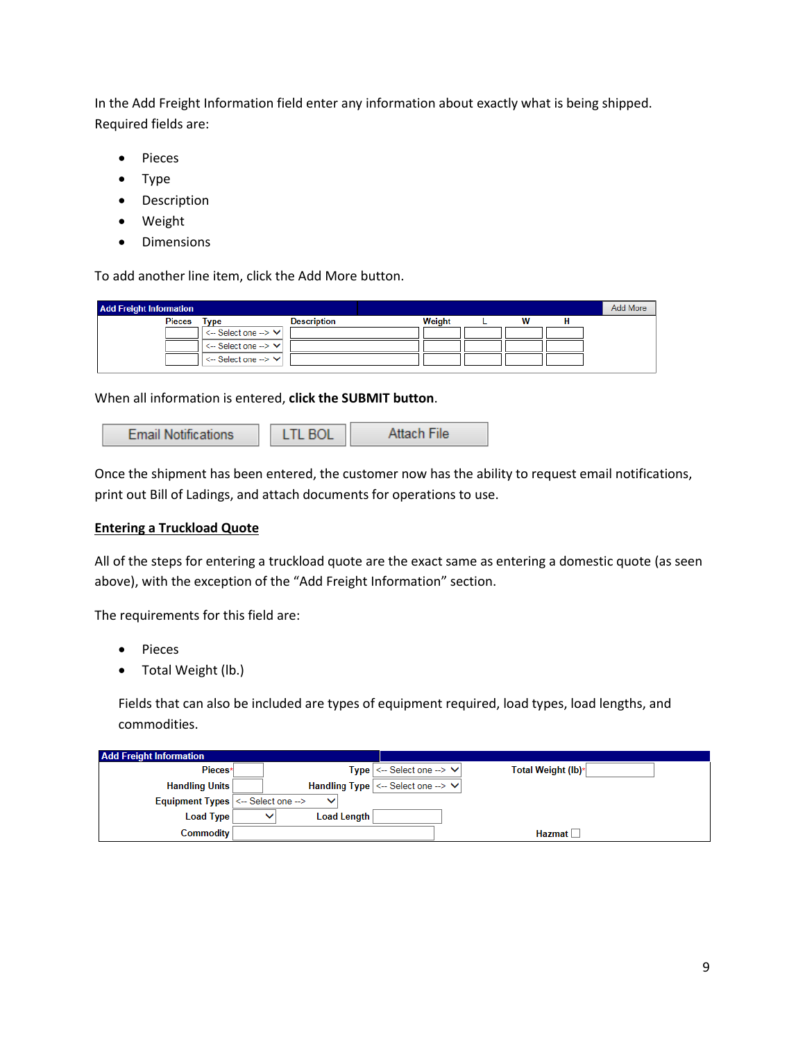In the Add Freight Information field enter any information about exactly what is being shipped. Required fields are:

- Pieces
- Type
- Description
- Weight
- Dimensions

To add another line item, click the Add More button.

| Pieces | Type | Description | Weight | L | W | H |
|---|---|---|---|---|---|---|
| | <-- Select one --> | | | | | |
| | <-- Select one --> | | | | | |
| | <-- Select one --> | | | | | |

When all information is entered, **click the SUBMIT button**.

Email Notifications | LTL BOL | Attach File

Once the shipment has been entered, the customer now has the ability to request email notifications, print out Bill of Ladings, and attach documents for operations to use.

## Entering a Truckload Quote

All of the steps for entering a truckload quote are the exact same as entering a domestic quote (as seen above), with the exception of the "Add Freight Information" section.

The requirements for this field are:

- Pieces
- Total Weight (lb.)

Fields that can also be included are types of equipment required, load types, load lengths, and commodities.

**Add Freight Information**

| | | | | | |
|---|---|---|---|---|---|
| Pieces* | | Type | <-- Select one --> | Total Weight (lb)* | |
| Handling Units | | Handling Type | <-- Select one --> | | |
| Equipment Types | <-- Select one --> | | | | |
| Load Type | | Load Length | | | |
| Commodity | | | | Hazmat | ☐ |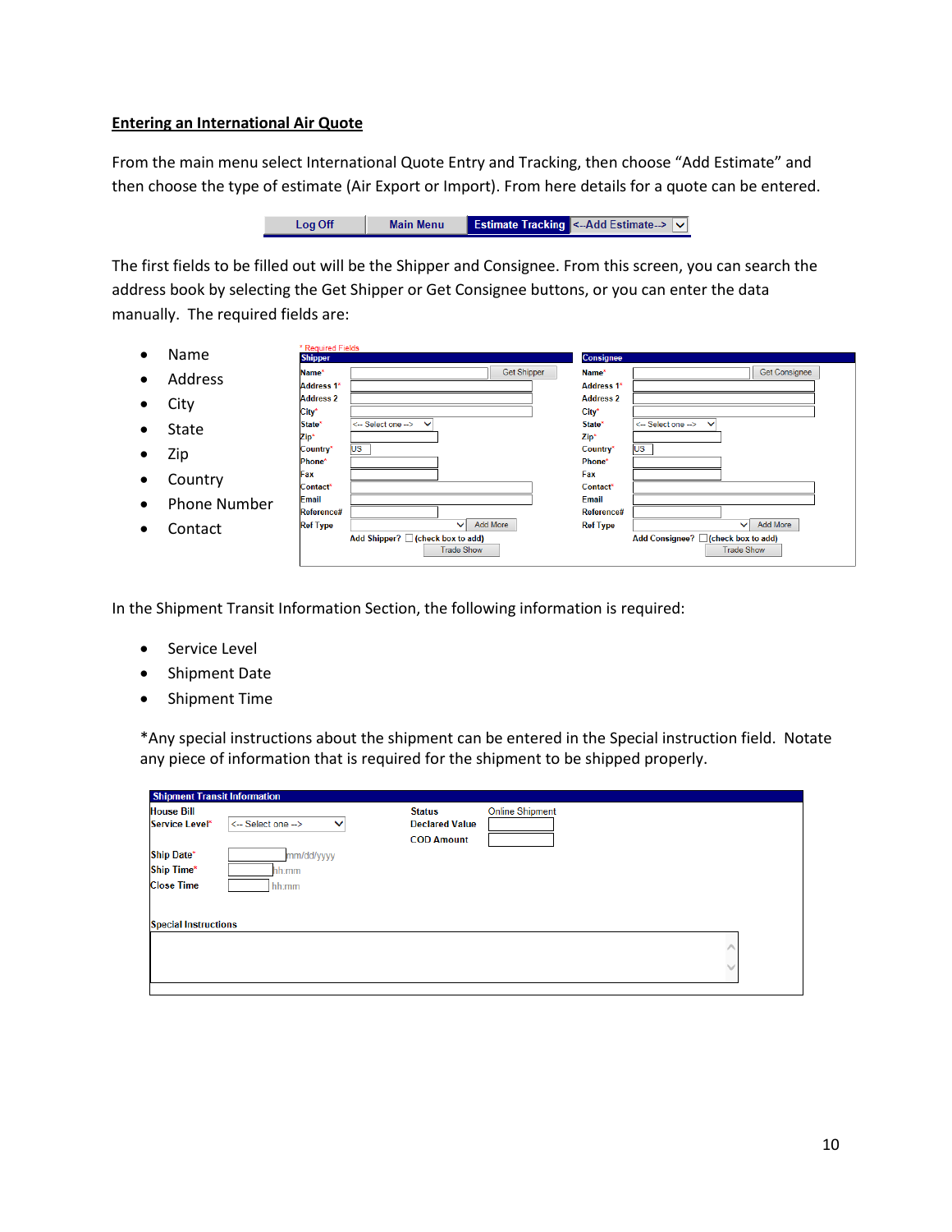## Entering an International Air Quote

From the main menu select International Quote Entry and Tracking, then choose "Add Estimate" and then choose the type of estimate (Air Export or Import). From here details for a quote can be entered.

The first fields to be filled out will be the Shipper and Consignee. From this screen, you can search the address book by selecting the Get Shipper or Get Consignee buttons, or you can enter the data manually. The required fields are:

- Name
- Address
- City
- State
- Zip
- Country
- Phone Number
- Contact

In the Shipment Transit Information Section, the following information is required:

- Service Level
- Shipment Date
- Shipment Time

*Any special instructions about the shipment can be entered in the Special instruction field. Notate any piece of information that is required for the shipment to be shipped properly.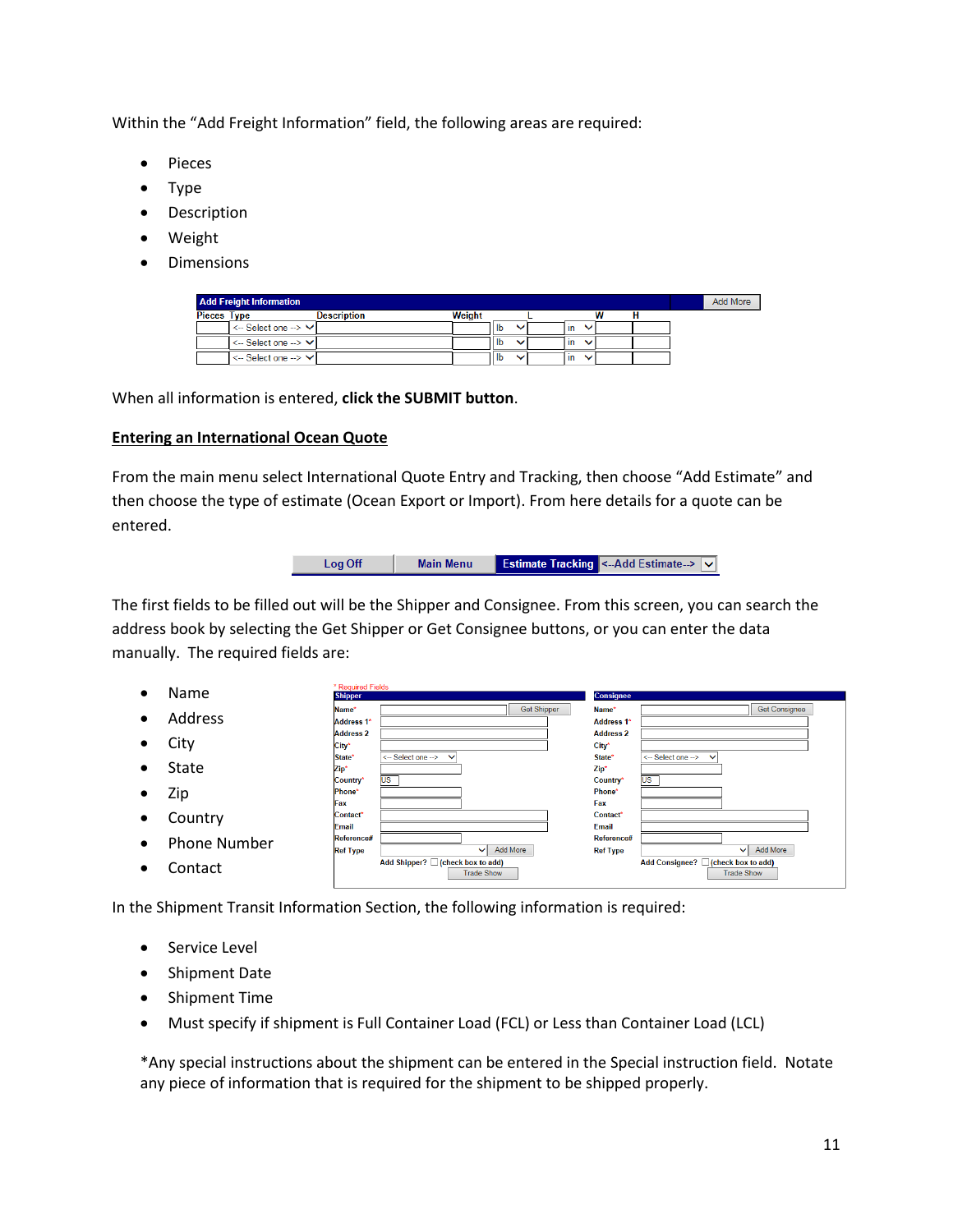Within the "Add Freight Information" field, the following areas are required:

- Pieces
- Type
- Description
- Weight
- Dimensions

When all information is entered, **click the SUBMIT button**.

## Entering an International Ocean Quote

From the main menu select International Quote Entry and Tracking, then choose "Add Estimate" and then choose the type of estimate (Ocean Export or Import). From here details for a quote can be entered.

The first fields to be filled out will be the Shipper and Consignee. From this screen, you can search the address book by selecting the Get Shipper or Get Consignee buttons, or you can enter the data manually. The required fields are:

- Name
- Address
- City
- State
- Zip
- Country
- Phone Number
- Contact

In the Shipment Transit Information Section, the following information is required:

- Service Level
- Shipment Date
- Shipment Time
- Must specify if shipment is Full Container Load (FCL) or Less than Container Load (LCL)

*Any special instructions about the shipment can be entered in the Special instruction field. Notate any piece of information that is required for the shipment to be shipped properly.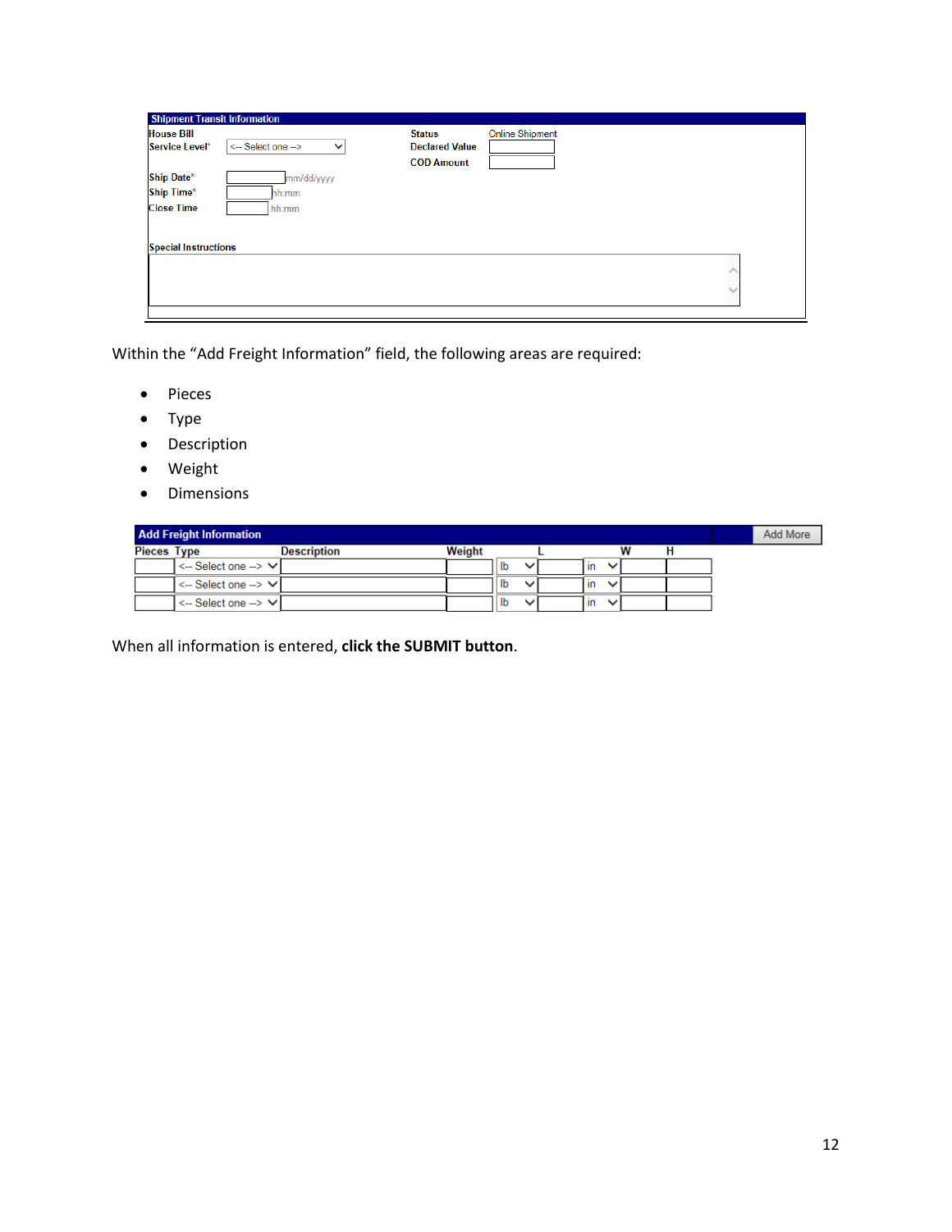| Shipment Transit Information | | | |
|---|---|---|---|
| House Bill | | Status | Online Shipment |
| Service Level* | <-- Select one --> | Declared Value | |
| | | COD Amount | |
| Ship Date* | mm/dd/yyyy | | |
| Ship Time* | hh:mm | | |
| Close Time | hh:mm | | |

Special Instructions

Within the "Add Freight Information" field, the following areas are required:

- Pieces
- Type
- Description
- Weight
- Dimensions

**Add Freight Information** — Add More

| Pieces | Type | Description | Weight | | L | | W | H |
|---|---|---|---|---|---|---|---|---|
| | <-- Select one --> | | | lb | | in | | |
| | <-- Select one --> | | | lb | | in | | |
| | <-- Select one --> | | | lb | | in | | |

When all information is entered, **click the SUBMIT button**.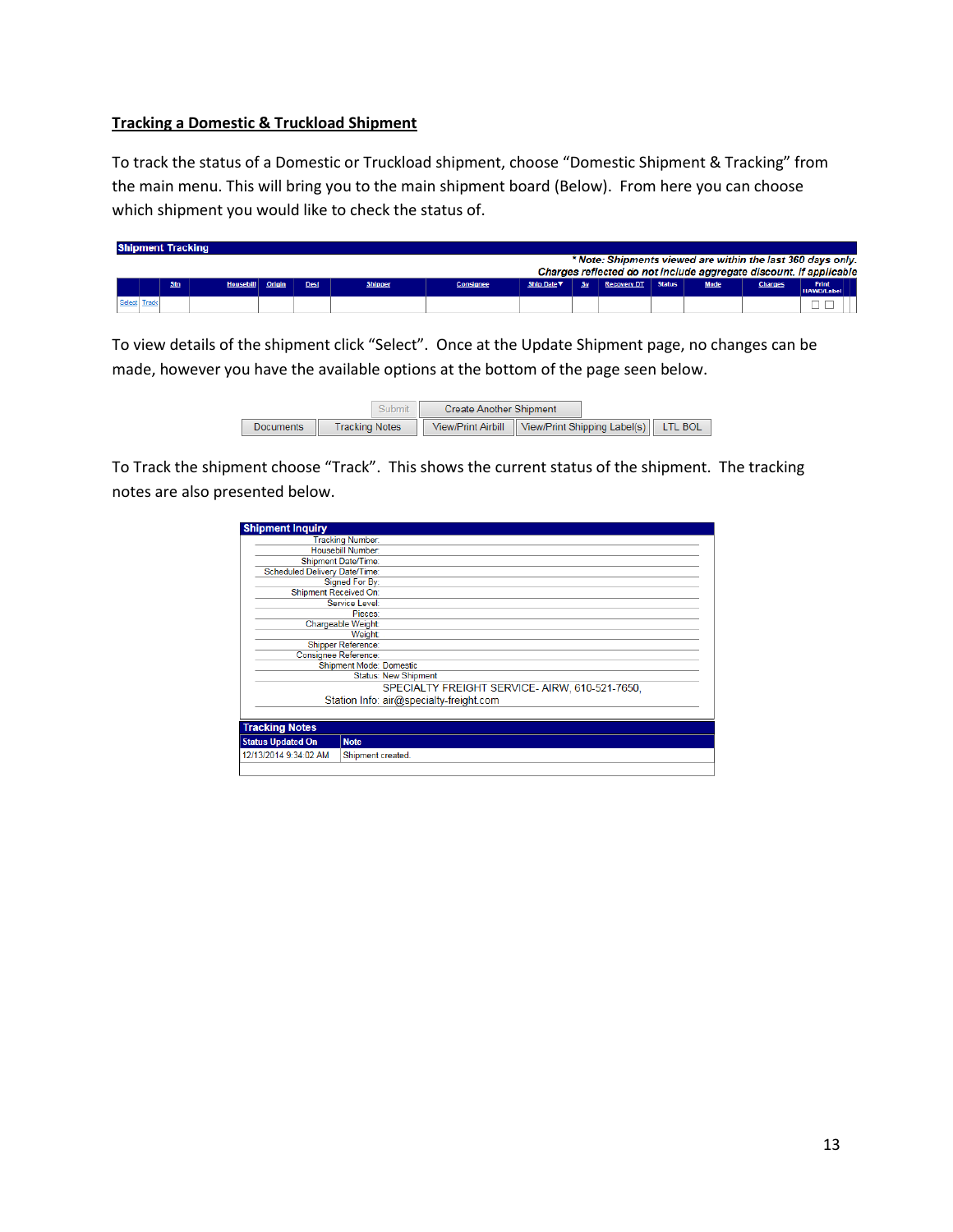## Tracking a Domestic & Truckload Shipment

To track the status of a Domestic or Truckload shipment, choose "Domestic Shipment & Tracking" from the main menu. This will bring you to the main shipment board (Below). From here you can choose which shipment you would like to check the status of.

**Shipment Tracking**

*\* Note: Shipments viewed are within the last 360 days only.*
*Charges reflected do not include aggregate discount, if applicable*

| | | Stn | Housebill | Origin | Dest | Shipper | Consignee | Ship Date▼ | Sv | Recovery DT | Status | Mode | Charges | Print HAWD/Label |
|---|---|---|---|---|---|---|---|---|---|---|---|---|---|---|
| Select | Track | | | | | | | | | | | | | ☐ ☐ |

To view details of the shipment click "Select". Once at the Update Shipment page, no changes can be made, however you have the available options at the bottom of the page seen below.

Submit | Create Another Shipment
Documents | Tracking Notes | View/Print Airbill | View/Print Shipping Label(s) | LTL BOL

To Track the shipment choose "Track". This shows the current status of the shipment. The tracking notes are also presented below.

**Shipment Inquiry**

| Field | Value |
|---|---|
| Tracking Number: | |
| Housebill Number: | |
| Shipment Date/Time: | |
| Scheduled Delivery Date/Time: | |
| Signed For By: | |
| Shipment Received On: | |
| Service Level: | |
| Pieces: | |
| Chargeable Weight: | |
| Weight: | |
| Shipper Reference: | |
| Consignee Reference: | |
| Shipment Mode: | Domestic |
| Status: | New Shipment |
| Station Info: | SPECIALTY FREIGHT SERVICE- AIRW, 610-521-7650, air@specialty-freight.com |

**Tracking Notes**

| Status Updated On | Note |
|---|---|
| 12/13/2014 9:34:02 AM | Shipment created. |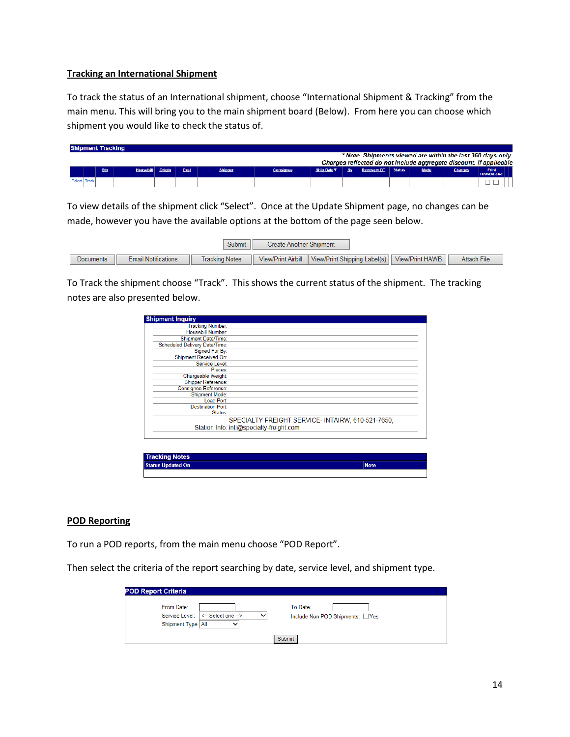## Tracking an International Shipment

To track the status of an International shipment, choose "International Shipment & Tracking" from the main menu. This will bring you to the main shipment board (Below). From here you can choose which shipment you would like to check the status of.

**Shipment Tracking**

*\* Note: Shipments viewed are within the last 360 days only.*
*Charges reflected do not include aggregate discount, if applicable*

| | | Stn | Housebill | Origin | Dest | Shipper | Consignee | Ship Date | Sv | Recovery DT | Status | Mode | Charges | Print HAWB/Label |
|---|---|---|---|---|---|---|---|---|---|---|---|---|---|---|
| Select | Track | | | | | | | | | | | | | ☐ ☐ |

To view details of the shipment click "Select". Once at the Update Shipment page, no changes can be made, however you have the available options at the bottom of the page seen below.

Submit | Create Another Shipment

Documents | Email Notifications | Tracking Notes | View/Print Airbill | View/Print Shipping Label(s) | View/Print HAWB | Attach File

To Track the shipment choose "Track". This shows the current status of the shipment. The tracking notes are also presented below.

**Shipment Inquiry**

Tracking Number:
Housebill Number:
Shipment Date/Time:
Scheduled Delivery Date/Time:
Signed For By:
Shipment Received On:
Service Level:
Pieces:
Chargeable Weight:
Shipper Reference:
Consignee Reference:
Shipment Mode:
Load Port:
Destination Port:
Status:

SPECIALTY FREIGHT SERVICE- INTAIRW, 610-521-7650,
Station Info: intl@specialty-freight.com

**Tracking Notes**

| Status Updated On | Note |
|---|---|
| | |

## POD Reporting

To run a POD reports, from the main menu choose "POD Report".

Then select the criteria of the report searching by date, service level, and shipment type.

**POD Report Criteria**

From Date: ______ To Date: ______
Service Level: <-- Select one --> Include Non POD Shipments: ☐Yes
Shipment Type: All

Submit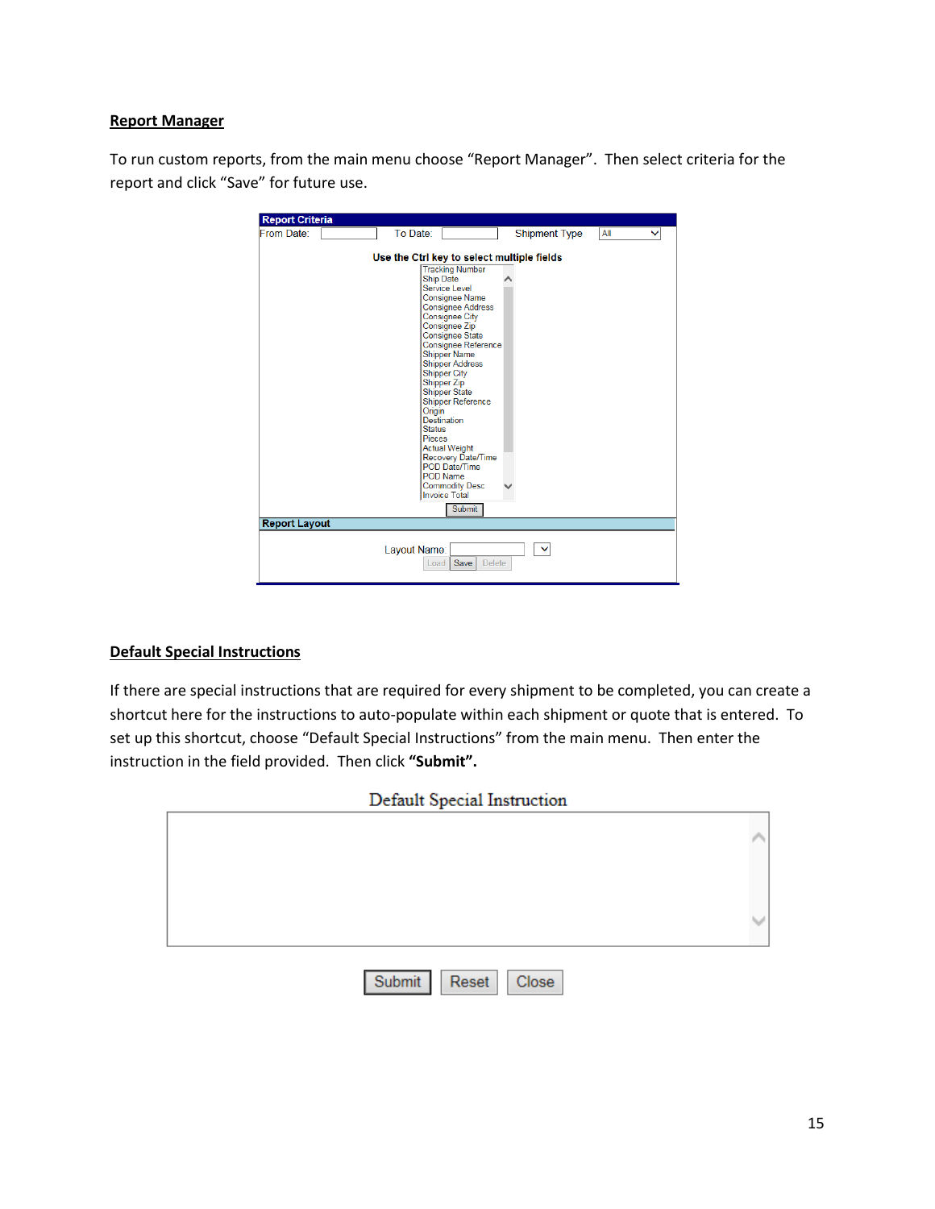**Report Manager**

To run custom reports, from the main menu choose “Report Manager”. Then select criteria for the report and click “Save” for future use.

Report Criteria

From Date: To Date: Shipment Type All

Use the Ctrl key to select multiple fields

Tracking Number
Ship Date
Service Level
Consignee Name
Consignee Address
Consignee City
Consignee Zip
Consignee State
Consignee Reference
Shipper Name
Shipper Address
Shipper City
Shipper Zip
Shipper State
Shipper Reference
Origin
Destination
Status
Pieces
Actual Weight
Recovery Date/Time
POD Date/Time
POD Name
Commodity Desc
Invoice Total

Submit

Report Layout

Layout Name

Load Save Delete

**Default Special Instructions**

If there are special instructions that are required for every shipment to be completed, you can create a shortcut here for the instructions to auto-populate within each shipment or quote that is entered. To set up this shortcut, choose “Default Special Instructions” from the main menu. Then enter the instruction in the field provided. Then click **“Submit”.**

Default Special Instruction

Submit Reset Close